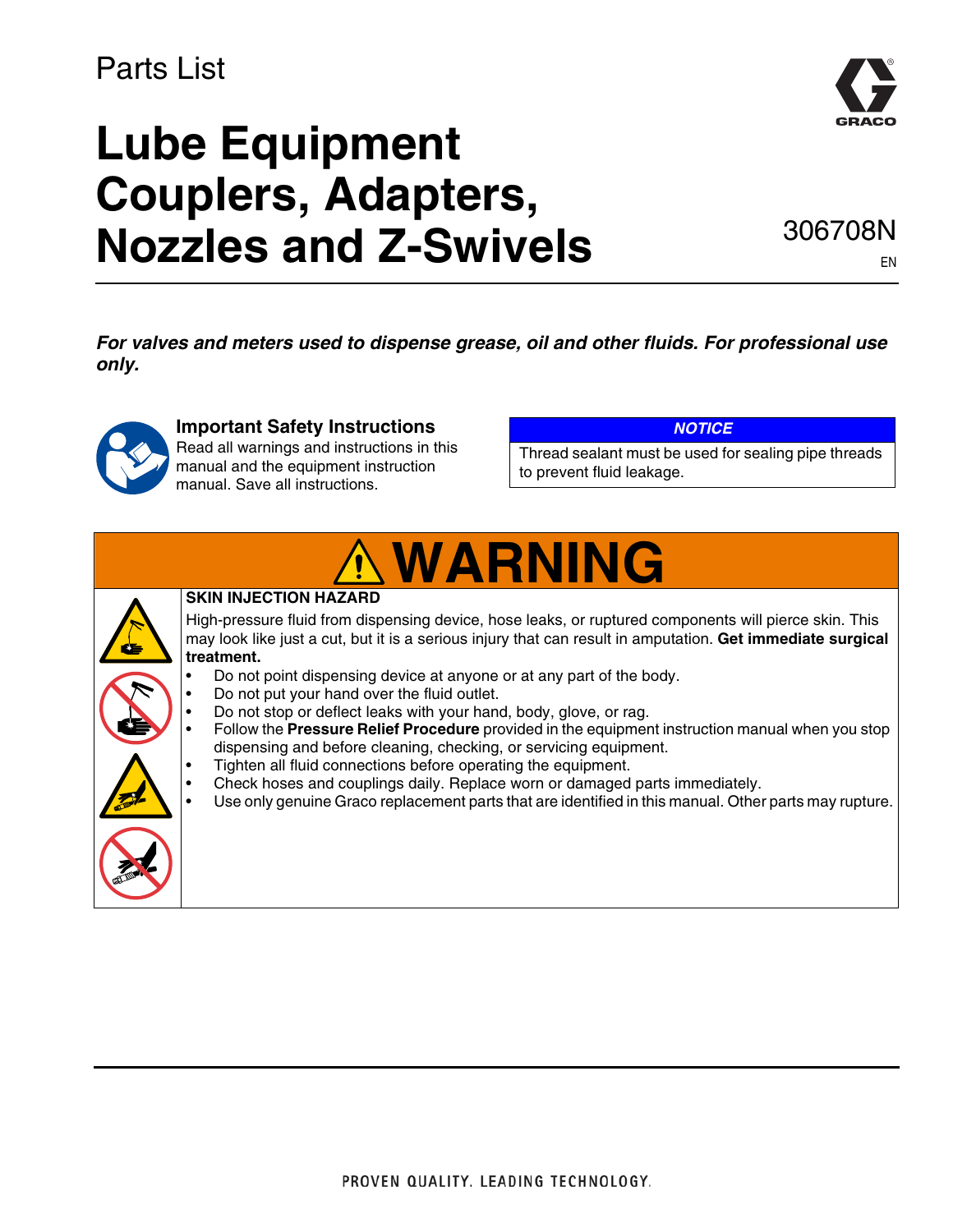Parts List

# Lube Equipment Couplers, Adapters, Nozzles and Z-Swivels

306708N

EN

***For valves and meters used to dispense grease, oil and other fluids. For professional use only.***

**Important Safety Instructions**
Read all warnings and instructions in this manual and the equipment instruction manual. Save all instructions.

| *NOTICE* |
|---|
| Thread sealant must be used for sealing pipe threads to prevent fluid leakage. |

## WARNING

**SKIN INJECTION HAZARD**

High-pressure fluid from dispensing device, hose leaks, or ruptured components will pierce skin. This may look like just a cut, but it is a serious injury that can result in amputation. **Get immediate surgical treatment.**

- Do not point dispensing device at anyone or at any part of the body.
- Do not put your hand over the fluid outlet.
- Do not stop or deflect leaks with your hand, body, glove, or rag.
- Follow the **Pressure Relief Procedure** provided in the equipment instruction manual when you stop dispensing and before cleaning, checking, or servicing equipment.
- Tighten all fluid connections before operating the equipment.
- Check hoses and couplings daily. Replace worn or damaged parts immediately.
- Use only genuine Graco replacement parts that are identified in this manual. Other parts may rupture.

PROVEN QUALITY. LEADING TECHNOLOGY.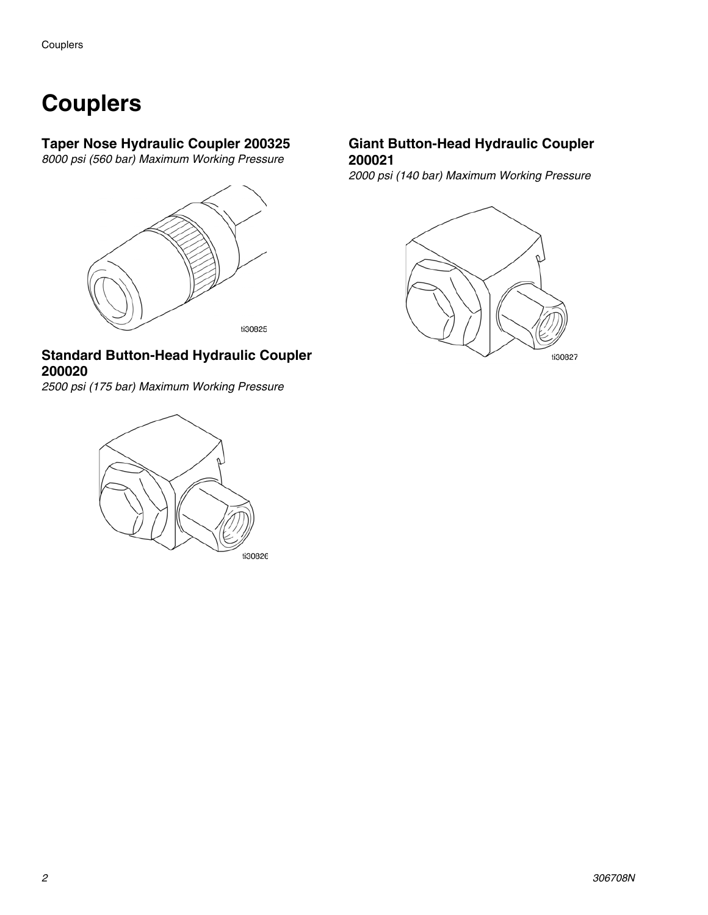# Couplers

## Taper Nose Hydraulic Coupler 200325

*8000 psi (560 bar) Maximum Working Pressure*

ti30825

## Standard Button-Head Hydraulic Coupler 200020

*2500 psi (175 bar) Maximum Working Pressure*

ti30826

## Giant Button-Head Hydraulic Coupler 200021

*2000 psi (140 bar) Maximum Working Pressure*

ti30827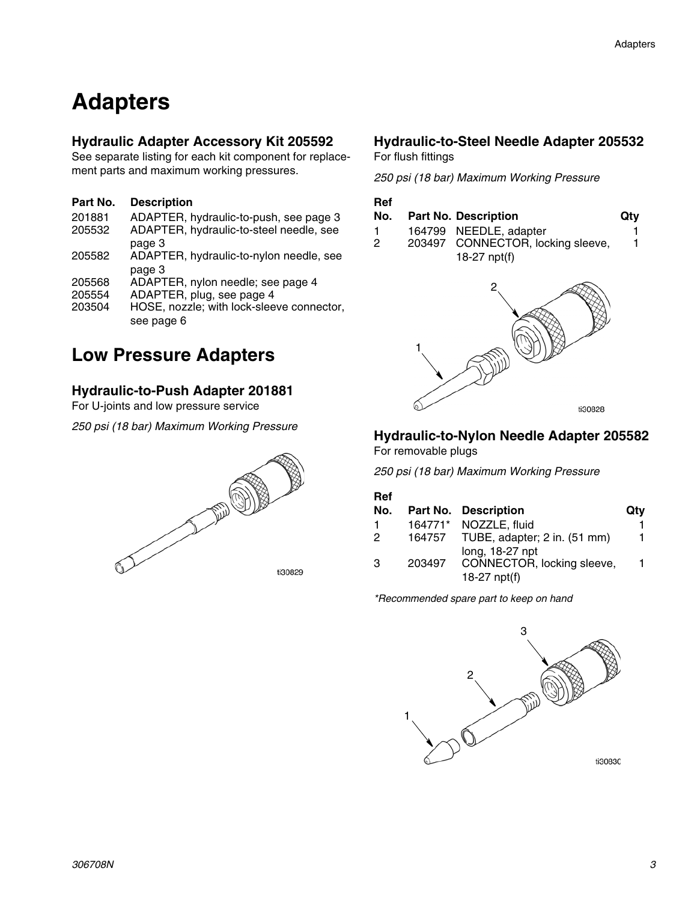# Adapters

### Hydraulic Adapter Accessory Kit 205592

See separate listing for each kit component for replacement parts and maximum working pressures.

| Part No. | Description |
| --- | --- |
| 201881 | ADAPTER, hydraulic-to-push, see page 3 |
| 205532 | ADAPTER, hydraulic-to-steel needle, see page 3 |
| 205582 | ADAPTER, hydraulic-to-nylon needle, see page 3 |
| 205568 | ADAPTER, nylon needle; see page 4 |
| 205554 | ADAPTER, plug, see page 4 |
| 203504 | HOSE, nozzle; with lock-sleeve connector, see page 6 |

## Low Pressure Adapters

### Hydraulic-to-Push Adapter 201881

For U-joints and low pressure service

*250 psi (18 bar) Maximum Working Pressure*

ti30829

### Hydraulic-to-Steel Needle Adapter 205532

For flush fittings

*250 psi (18 bar) Maximum Working Pressure*

| Ref No. | Part No. | Description | Qty |
| --- | --- | --- | --- |
| 1 | 164799 | NEEDLE, adapter | 1 |
| 2 | 203497 | CONNECTOR, locking sleeve, 18-27 npt(f) | 1 |

ti30828

### Hydraulic-to-Nylon Needle Adapter 205582

For removable plugs

*250 psi (18 bar) Maximum Working Pressure*

| Ref No. | Part No. | Description | Qty |
| --- | --- | --- | --- |
| 1 | 164771* | NOZZLE, fluid | 1 |
| 2 | 164757 | TUBE, adapter; 2 in. (51 mm) long, 18-27 npt | 1 |
| 3 | 203497 | CONNECTOR, locking sleeve, 18-27 npt(f) | 1 |

*\*Recommended spare part to keep on hand*

ti30830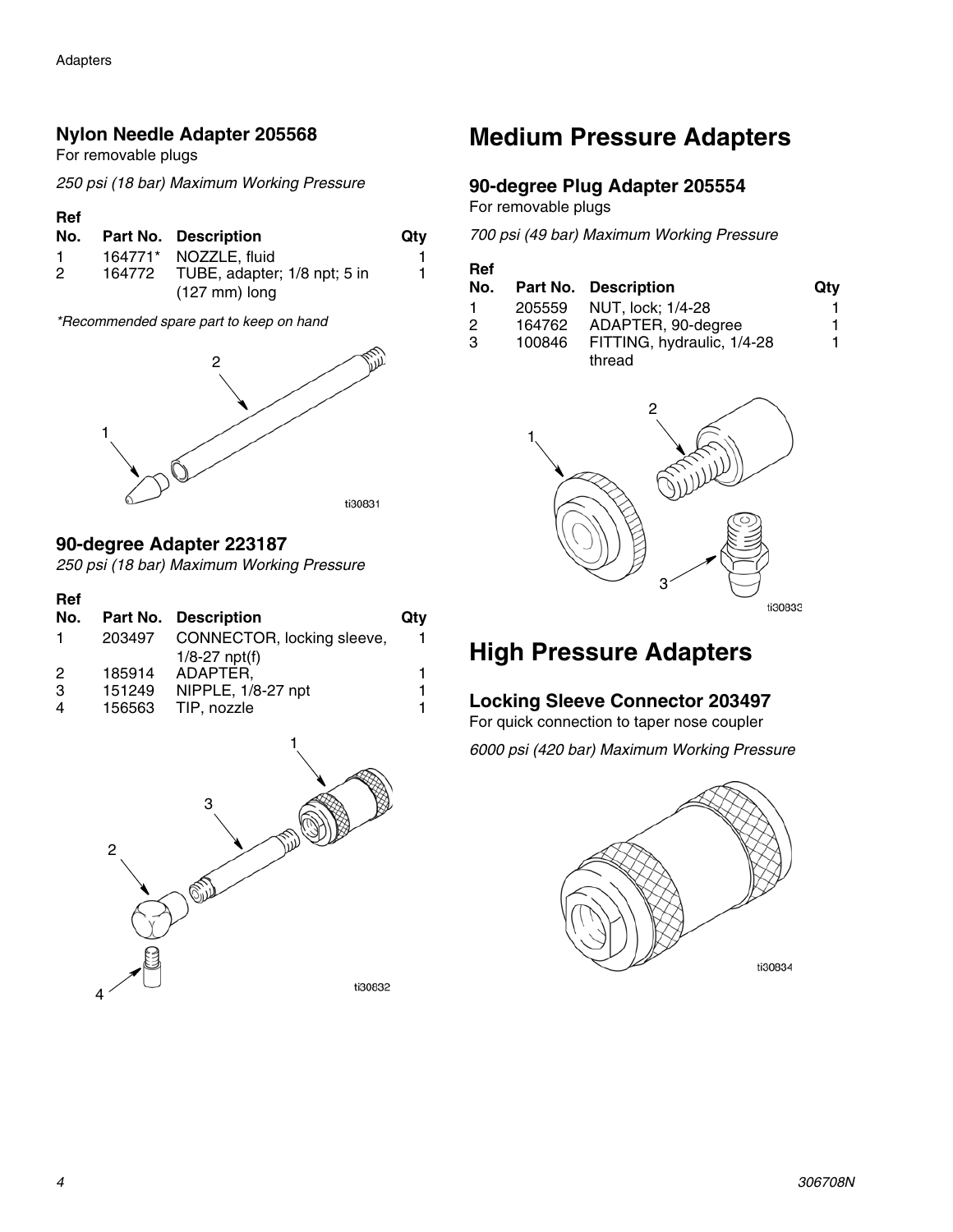### Nylon Needle Adapter 205568

For removable plugs

*250 psi (18 bar) Maximum Working Pressure*

| Ref No. | Part No. | Description | Qty |
|---|---|---|---|
| 1 | 164771* | NOZZLE, fluid | 1 |
| 2 | 164772 | TUBE, adapter; 1/8 npt; 5 in (127 mm) long | 1 |

*\*Recommended spare part to keep on hand*

ti30831

### 90-degree Adapter 223187

*250 psi (18 bar) Maximum Working Pressure*

| Ref No. | Part No. | Description | Qty |
|---|---|---|---|
| 1 | 203497 | CONNECTOR, locking sleeve, 1/8-27 npt(f) | 1 |
| 2 | 185914 | ADAPTER, | 1 |
| 3 | 151249 | NIPPLE, 1/8-27 npt | 1 |
| 4 | 156563 | TIP, nozzle | 1 |

ti30832

## Medium Pressure Adapters

### 90-degree Plug Adapter 205554

For removable plugs

*700 psi (49 bar) Maximum Working Pressure*

| Ref No. | Part No. | Description | Qty |
|---|---|---|---|
| 1 | 205559 | NUT, lock; 1/4-28 | 1 |
| 2 | 164762 | ADAPTER, 90-degree | 1 |
| 3 | 100846 | FITTING, hydraulic, 1/4-28 thread | 1 |

ti30833

## High Pressure Adapters

### Locking Sleeve Connector 203497

For quick connection to taper nose coupler

*6000 psi (420 bar) Maximum Working Pressure*

ti30834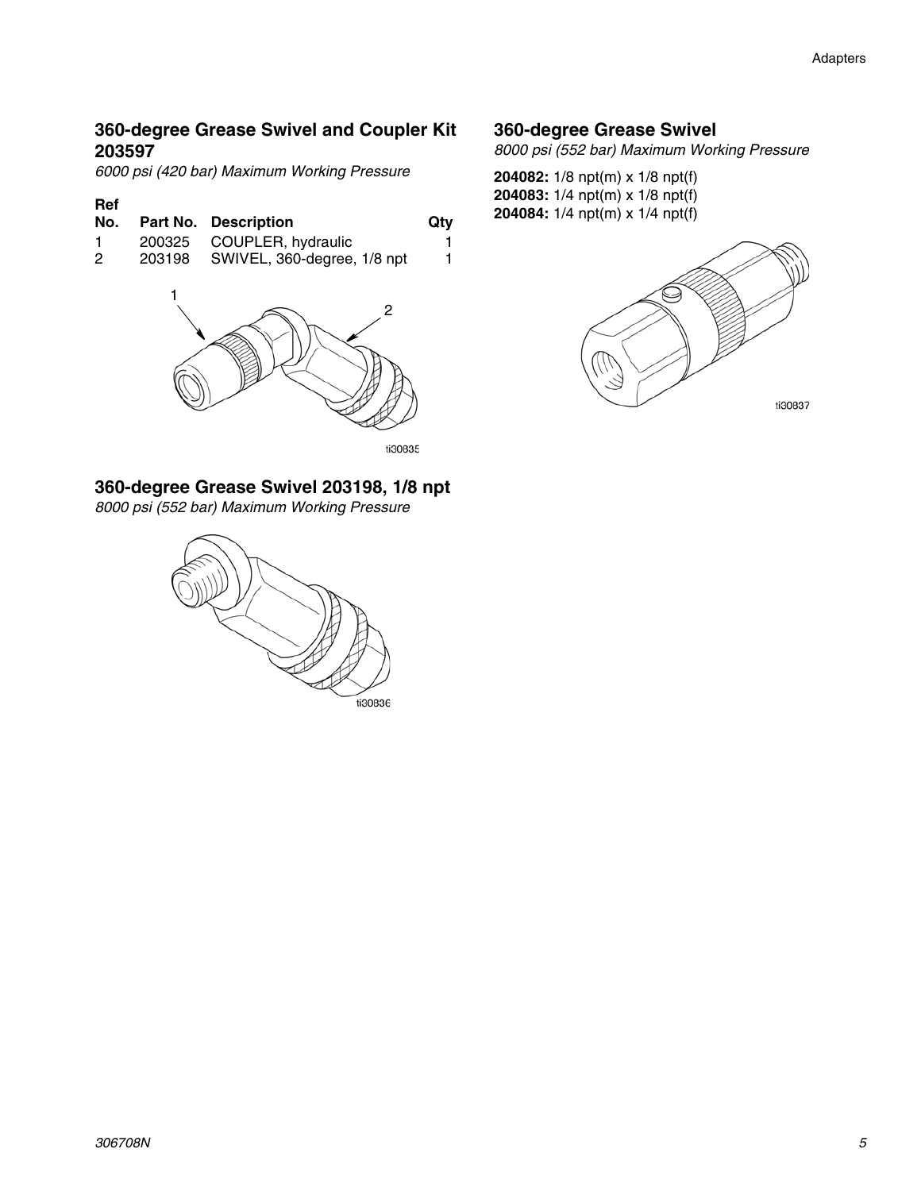## 360-degree Grease Swivel and Coupler Kit 203597

*6000 psi (420 bar) Maximum Working Pressure*

| Ref No. | Part No. | Description | Qty |
|---|---|---|---|
| 1 | 200325 | COUPLER, hydraulic | 1 |
| 2 | 203198 | SWIVEL, 360-degree, 1/8 npt | 1 |

ti30835

## 360-degree Grease Swivel 203198, 1/8 npt

*8000 psi (552 bar) Maximum Working Pressure*

ti30836

## 360-degree Grease Swivel

*8000 psi (552 bar) Maximum Working Pressure*

**204082:** 1/8 npt(m) x 1/8 npt(f)
**204083:** 1/4 npt(m) x 1/8 npt(f)
**204084:** 1/4 npt(m) x 1/4 npt(f)

ti30837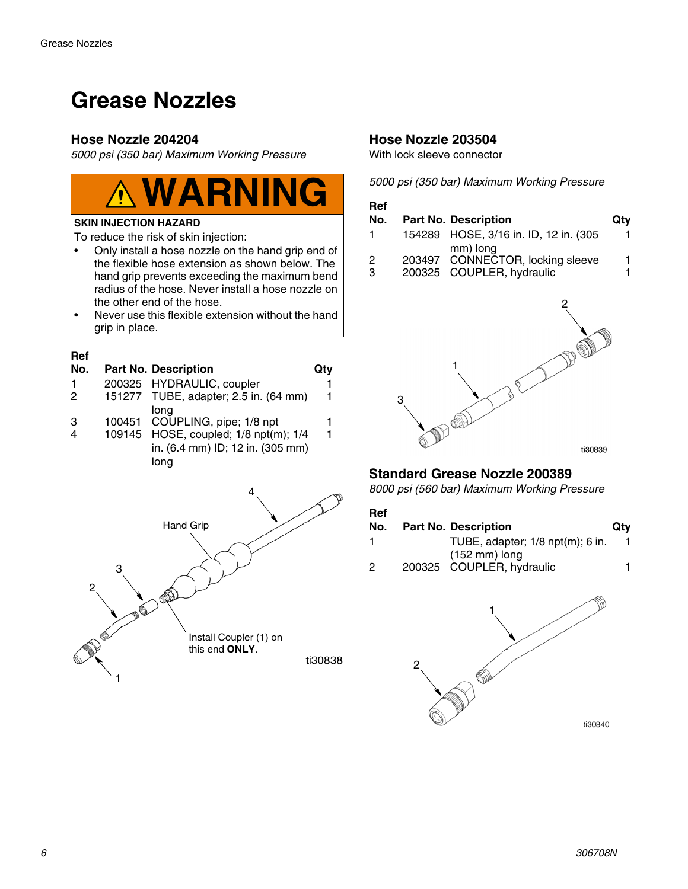# Grease Nozzles

## Hose Nozzle 204204

*5000 psi (350 bar) Maximum Working Pressure*

**⚠ WARNING**

**SKIN INJECTION HAZARD**

To reduce the risk of skin injection:

- Only install a hose nozzle on the hand grip end of the flexible hose extension as shown below. The hand grip prevents exceeding the maximum bend radius of the hose. Never install a hose nozzle on the other end of the hose.
- Never use this flexible extension without the hand grip in place.

| Ref No. | Part No. | Description | Qty |
|---|---|---|---|
| 1 | 200325 | HYDRAULIC, coupler | 1 |
| 2 | 151277 | TUBE, adapter; 2.5 in. (64 mm) long | 1 |
| 3 | 100451 | COUPLING, pipe; 1/8 npt | 1 |
| 4 | 109145 | HOSE, coupled; 1/8 npt(m); 1/4 in. (6.4 mm) ID; 12 in. (305 mm) long | 1 |

Hand Grip

Install Coupler (1) on this end **ONLY**.

ti30838

## Hose Nozzle 203504

With lock sleeve connector

*5000 psi (350 bar) Maximum Working Pressure*

| Ref No. | Part No. | Description | Qty |
|---|---|---|---|
| 1 | 154289 | HOSE, 3/16 in. ID, 12 in. (305 mm) long | 1 |
| 2 | 203497 | CONNECTOR, locking sleeve | 1 |
| 3 | 200325 | COUPLER, hydraulic | 1 |

ti30839

## Standard Grease Nozzle 200389

*8000 psi (560 bar) Maximum Working Pressure*

| Ref No. | Part No. | Description | Qty |
|---|---|---|---|
| 1 | | TUBE, adapter; 1/8 npt(m); 6 in. (152 mm) long | 1 |
| 2 | 200325 | COUPLER, hydraulic | 1 |

ti30840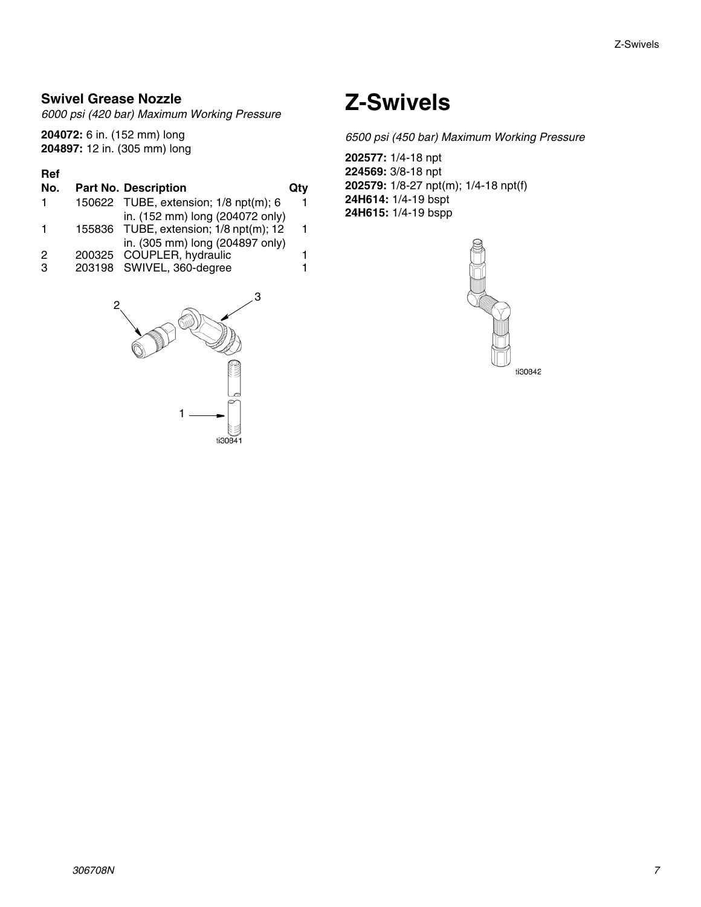### Swivel Grease Nozzle

*6000 psi (420 bar) Maximum Working Pressure*

**204072:** 6 in. (152 mm) long
**204897:** 12 in. (305 mm) long

| Ref No. | Part No. | Description | Qty |
|---|---|---|---|
| 1 | 150622 | TUBE, extension; 1/8 npt(m); 6 in. (152 mm) long (204072 only) | 1 |
| 1 | 155836 | TUBE, extension; 1/8 npt(m); 12 in. (305 mm) long (204897 only) | 1 |
| 2 | 200325 | COUPLER, hydraulic | 1 |
| 3 | 203198 | SWIVEL, 360-degree | 1 |

ti30841

# Z-Swivels

*6500 psi (450 bar) Maximum Working Pressure*

**202577:** 1/4-18 npt
**224569:** 3/8-18 npt
**202579:** 1/8-27 npt(m); 1/4-18 npt(f)
**24H614:** 1/4-19 bspt
**24H615:** 1/4-19 bspp

ti30842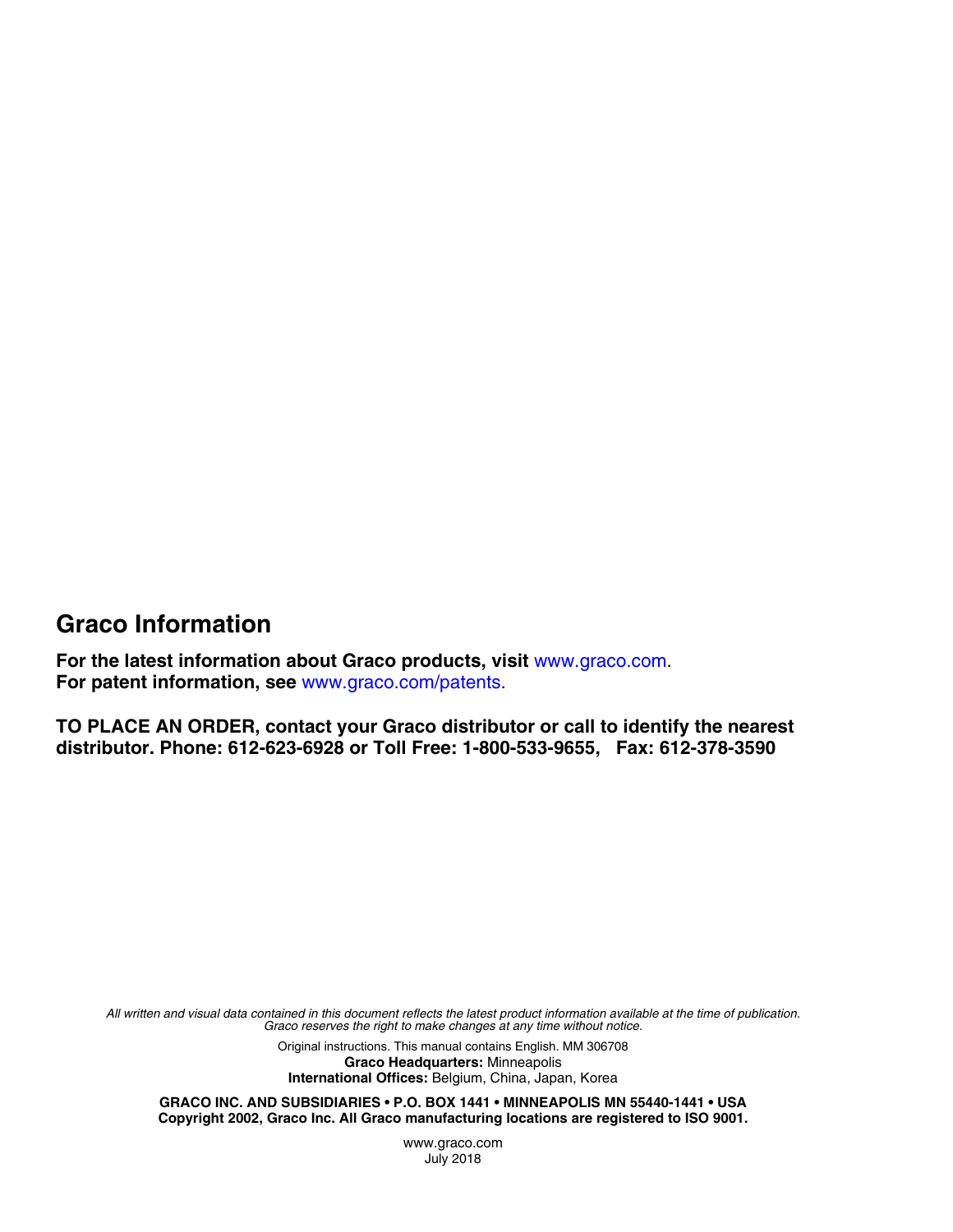## Graco Information

**For the latest information about Graco products, visit** www.graco.com.
**For patent information, see** www.graco.com/patents.

**TO PLACE AN ORDER, contact your Graco distributor or call to identify the nearest distributor. Phone: 612-623-6928 or Toll Free: 1-800-533-9655, Fax: 612-378-3590**

*All written and visual data contained in this document reflects the latest product information available at the time of publication. Graco reserves the right to make changes at any time without notice.*

Original instructions. This manual contains English. MM 306708
**Graco Headquarters:** Minneapolis
**International Offices:** Belgium, China, Japan, Korea

**GRACO INC. AND SUBSIDIARIES • P.O. BOX 1441 • MINNEAPOLIS MN 55440-1441 • USA**
**Copyright 2002, Graco Inc. All Graco manufacturing locations are registered to ISO 9001.**

www.graco.com
July 2018